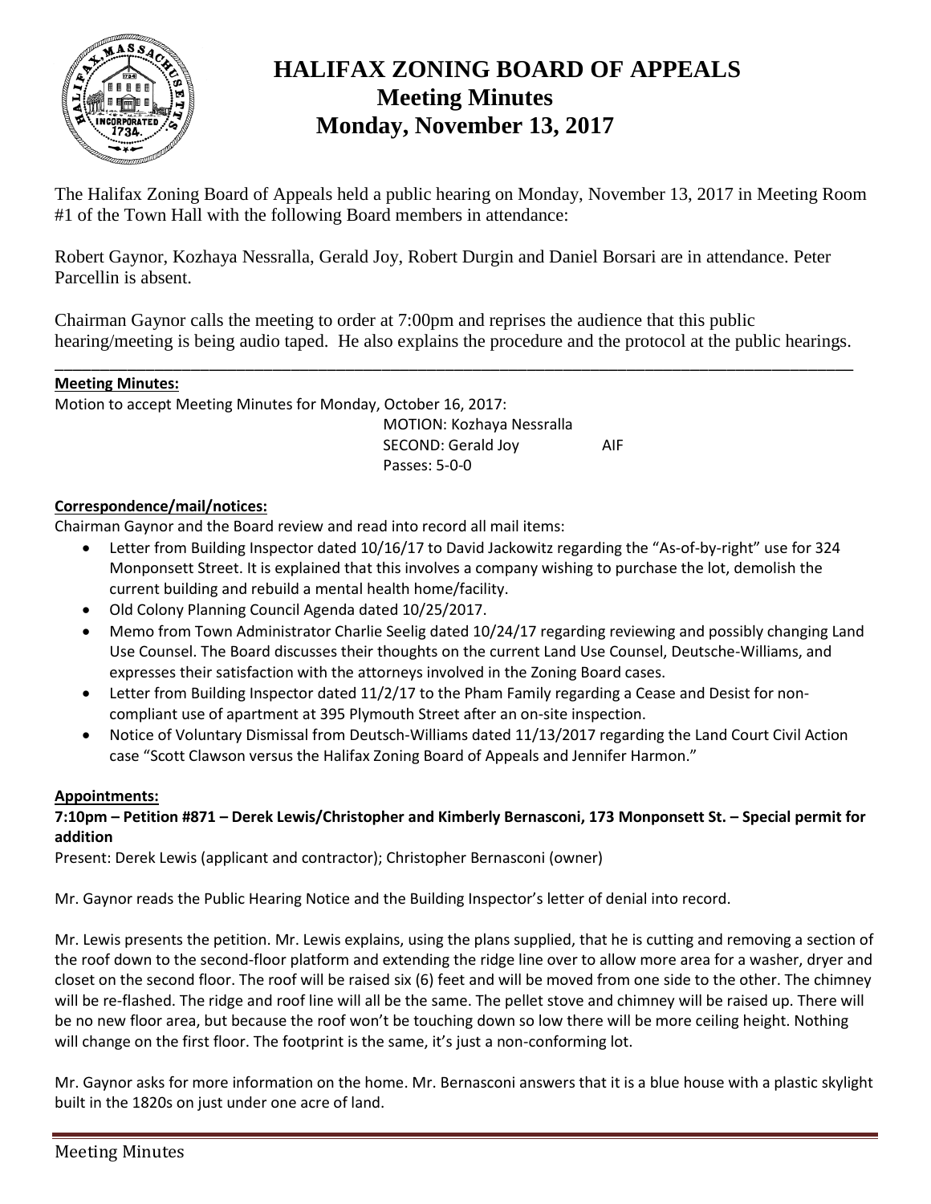# HALIFAX ZONING BOARD OF APPEALS
## Meeting Minutes
## Monday, November 13, 2017

The Halifax Zoning Board of Appeals held a public hearing on Monday, November 13, 2017 in Meeting Room #1 of the Town Hall with the following Board members in attendance:

Robert Gaynor, Kozhaya Nessralla, Gerald Joy, Robert Durgin and Daniel Borsari are in attendance. Peter Parcellin is absent.

Chairman Gaynor calls the meeting to order at 7:00pm and reprises the audience that this public hearing/meeting is being audio taped. He also explains the procedure and the protocol at the public hearings.

---

**Meeting Minutes:**

Motion to accept Meeting Minutes for Monday, October 16, 2017:

MOTION: Kozhaya Nessralla
SECOND: Gerald Joy AIF
Passes: 5-0-0

**Correspondence/mail/notices:**

Chairman Gaynor and the Board review and read into record all mail items:

- Letter from Building Inspector dated 10/16/17 to David Jackowitz regarding the "As-of-by-right" use for 324 Monponsett Street. It is explained that this involves a company wishing to purchase the lot, demolish the current building and rebuild a mental health home/facility.
- Old Colony Planning Council Agenda dated 10/25/2017.
- Memo from Town Administrator Charlie Seelig dated 10/24/17 regarding reviewing and possibly changing Land Use Counsel. The Board discusses their thoughts on the current Land Use Counsel, Deutsche-Williams, and expresses their satisfaction with the attorneys involved in the Zoning Board cases.
- Letter from Building Inspector dated 11/2/17 to the Pham Family regarding a Cease and Desist for non-compliant use of apartment at 395 Plymouth Street after an on-site inspection.
- Notice of Voluntary Dismissal from Deutsch-Williams dated 11/13/2017 regarding the Land Court Civil Action case "Scott Clawson versus the Halifax Zoning Board of Appeals and Jennifer Harmon."

**Appointments:**

**7:10pm – Petition #871 – Derek Lewis/Christopher and Kimberly Bernasconi, 173 Monponsett St. – Special permit for addition**

Present: Derek Lewis (applicant and contractor); Christopher Bernasconi (owner)

Mr. Gaynor reads the Public Hearing Notice and the Building Inspector's letter of denial into record.

Mr. Lewis presents the petition. Mr. Lewis explains, using the plans supplied, that he is cutting and removing a section of the roof down to the second-floor platform and extending the ridge line over to allow more area for a washer, dryer and closet on the second floor. The roof will be raised six (6) feet and will be moved from one side to the other. The chimney will be re-flashed. The ridge and roof line will all be the same. The pellet stove and chimney will be raised up. There will be no new floor area, but because the roof won't be touching down so low there will be more ceiling height. Nothing will change on the first floor. The footprint is the same, it's just a non-conforming lot.

Mr. Gaynor asks for more information on the home. Mr. Bernasconi answers that it is a blue house with a plastic skylight built in the 1820s on just under one acre of land.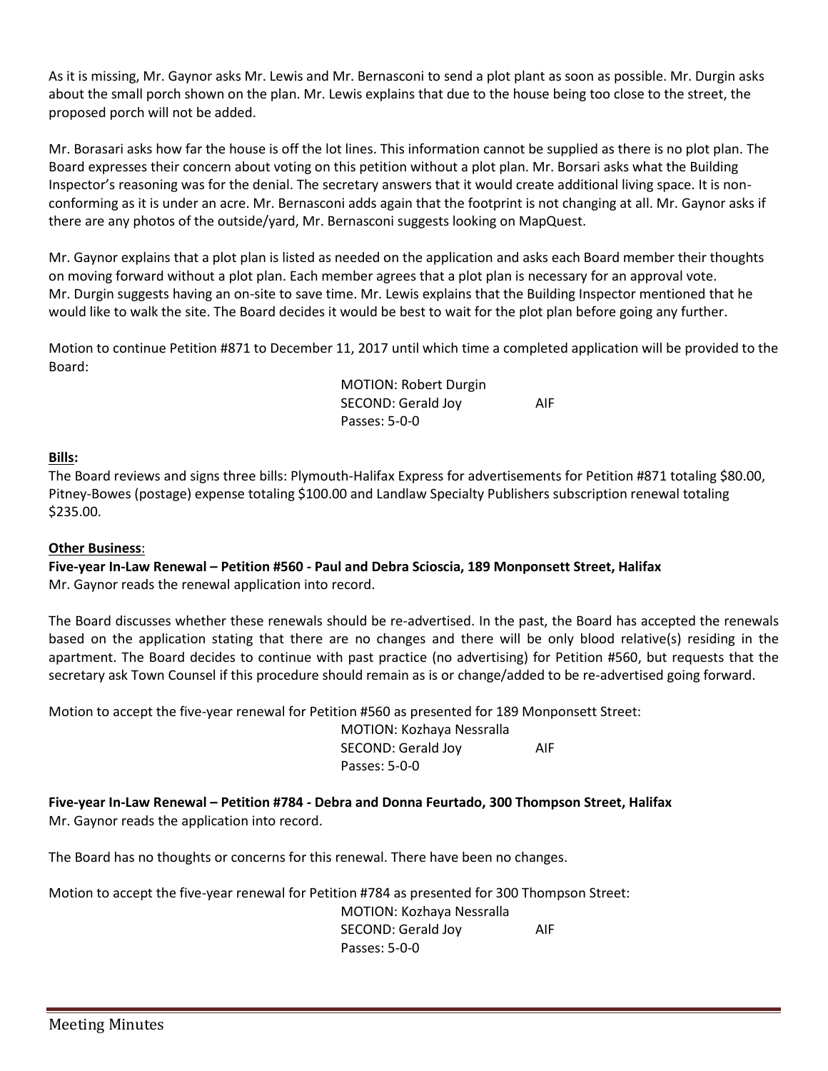As it is missing, Mr. Gaynor asks Mr. Lewis and Mr. Bernasconi to send a plot plant as soon as possible. Mr. Durgin asks about the small porch shown on the plan. Mr. Lewis explains that due to the house being too close to the street, the proposed porch will not be added.

Mr. Borasari asks how far the house is off the lot lines. This information cannot be supplied as there is no plot plan. The Board expresses their concern about voting on this petition without a plot plan. Mr. Borsari asks what the Building Inspector's reasoning was for the denial. The secretary answers that it would create additional living space. It is non-conforming as it is under an acre. Mr. Bernasconi adds again that the footprint is not changing at all. Mr. Gaynor asks if there are any photos of the outside/yard, Mr. Bernasconi suggests looking on MapQuest.

Mr. Gaynor explains that a plot plan is listed as needed on the application and asks each Board member their thoughts on moving forward without a plot plan. Each member agrees that a plot plan is necessary for an approval vote. Mr. Durgin suggests having an on-site to save time. Mr. Lewis explains that the Building Inspector mentioned that he would like to walk the site. The Board decides it would be best to wait for the plot plan before going any further.

Motion to continue Petition #871 to December 11, 2017 until which time a completed application will be provided to the Board:

MOTION: Robert Durgin
SECOND: Gerald Joy AIF
Passes: 5-0-0

**Bills:**

The Board reviews and signs three bills: Plymouth-Halifax Express for advertisements for Petition #871 totaling $80.00, Pitney-Bowes (postage) expense totaling $100.00 and Landlaw Specialty Publishers subscription renewal totaling $235.00.

**Other Business**:

**Five-year In-Law Renewal – Petition #560 - Paul and Debra Scioscia, 189 Monponsett Street, Halifax**

Mr. Gaynor reads the renewal application into record.

The Board discusses whether these renewals should be re-advertised. In the past, the Board has accepted the renewals based on the application stating that there are no changes and there will be only blood relative(s) residing in the apartment. The Board decides to continue with past practice (no advertising) for Petition #560, but requests that the secretary ask Town Counsel if this procedure should remain as is or change/added to be re-advertised going forward.

Motion to accept the five-year renewal for Petition #560 as presented for 189 Monponsett Street:

MOTION: Kozhaya Nessralla
SECOND: Gerald Joy AIF
Passes: 5-0-0

**Five-year In-Law Renewal – Petition #784 - Debra and Donna Feurtado, 300 Thompson Street, Halifax**

Mr. Gaynor reads the application into record.

The Board has no thoughts or concerns for this renewal. There have been no changes.

Motion to accept the five-year renewal for Petition #784 as presented for 300 Thompson Street:

MOTION: Kozhaya Nessralla
SECOND: Gerald Joy AIF
Passes: 5-0-0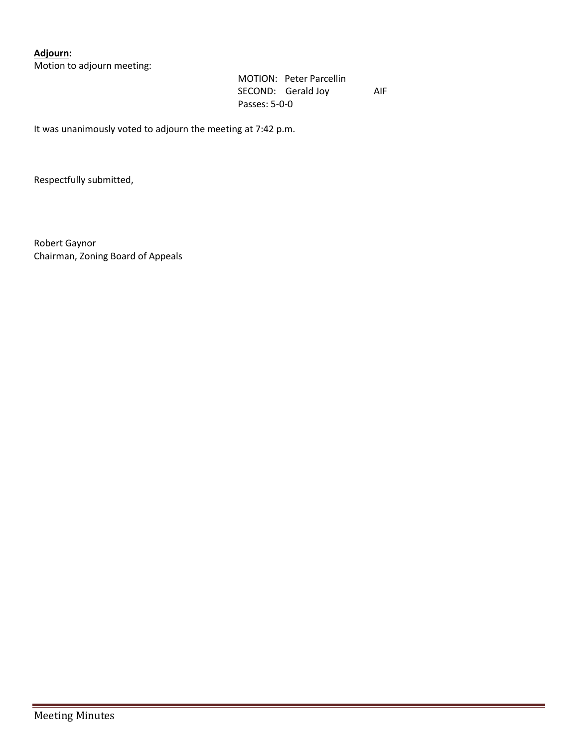**<u>Adjourn</u>:**
Motion to adjourn meeting:

MOTION: Peter Parcellin
SECOND: Gerald Joy AIF
Passes: 5-0-0

It was unanimously voted to adjourn the meeting at 7:42 p.m.

Respectfully submitted,

Robert Gaynor
Chairman, Zoning Board of Appeals